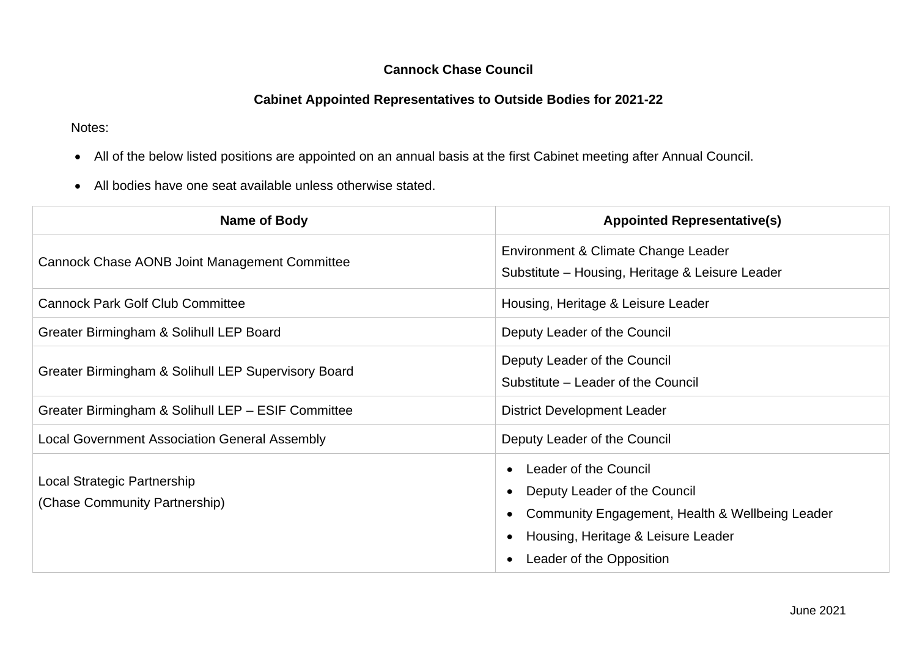**Cannock Chase Council**

**Cabinet Appointed Representatives to Outside Bodies for 2021-22**

Notes:

- All of the below listed positions are appointed on an annual basis at the first Cabinet meeting after Annual Council.
- All bodies have one seat available unless otherwise stated.

| Name of Body | Appointed Representative(s) |
| --- | --- |
| Cannock Chase AONB Joint Management Committee | Environment & Climate Change Leader<br>Substitute – Housing, Heritage & Leisure Leader |
| Cannock Park Golf Club Committee | Housing, Heritage & Leisure Leader |
| Greater Birmingham & Solihull LEP Board | Deputy Leader of the Council |
| Greater Birmingham & Solihull LEP Supervisory Board | Deputy Leader of the Council<br>Substitute – Leader of the Council |
| Greater Birmingham & Solihull LEP – ESIF Committee | District Development Leader |
| Local Government Association General Assembly | Deputy Leader of the Council |
| Local Strategic Partnership<br>(Chase Community Partnership) | • Leader of the Council<br>• Deputy Leader of the Council<br>• Community Engagement, Health & Wellbeing Leader<br>• Housing, Heritage & Leisure Leader<br>• Leader of the Opposition |

June 2021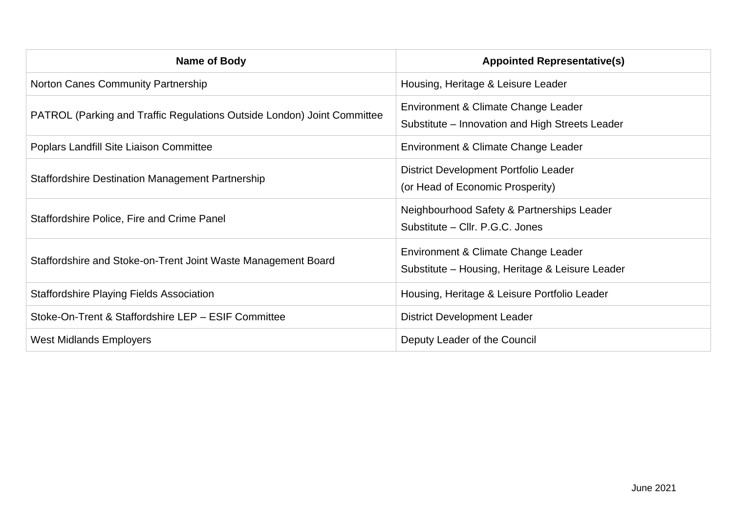| Name of Body | Appointed Representative(s) |
| --- | --- |
| Norton Canes Community Partnership | Housing, Heritage & Leisure Leader |
| PATROL (Parking and Traffic Regulations Outside London) Joint Committee | Environment & Climate Change Leader<br>Substitute – Innovation and High Streets Leader |
| Poplars Landfill Site Liaison Committee | Environment & Climate Change Leader |
| Staffordshire Destination Management Partnership | District Development Portfolio Leader<br>(or Head of Economic Prosperity) |
| Staffordshire Police, Fire and Crime Panel | Neighbourhood Safety & Partnerships Leader<br>Substitute – Cllr. P.G.C. Jones |
| Staffordshire and Stoke-on-Trent Joint Waste Management Board | Environment & Climate Change Leader<br>Substitute – Housing, Heritage & Leisure Leader |
| Staffordshire Playing Fields Association | Housing, Heritage & Leisure Portfolio Leader |
| Stoke-On-Trent & Staffordshire LEP – ESIF Committee | District Development Leader |
| West Midlands Employers | Deputy Leader of the Council |

June 2021